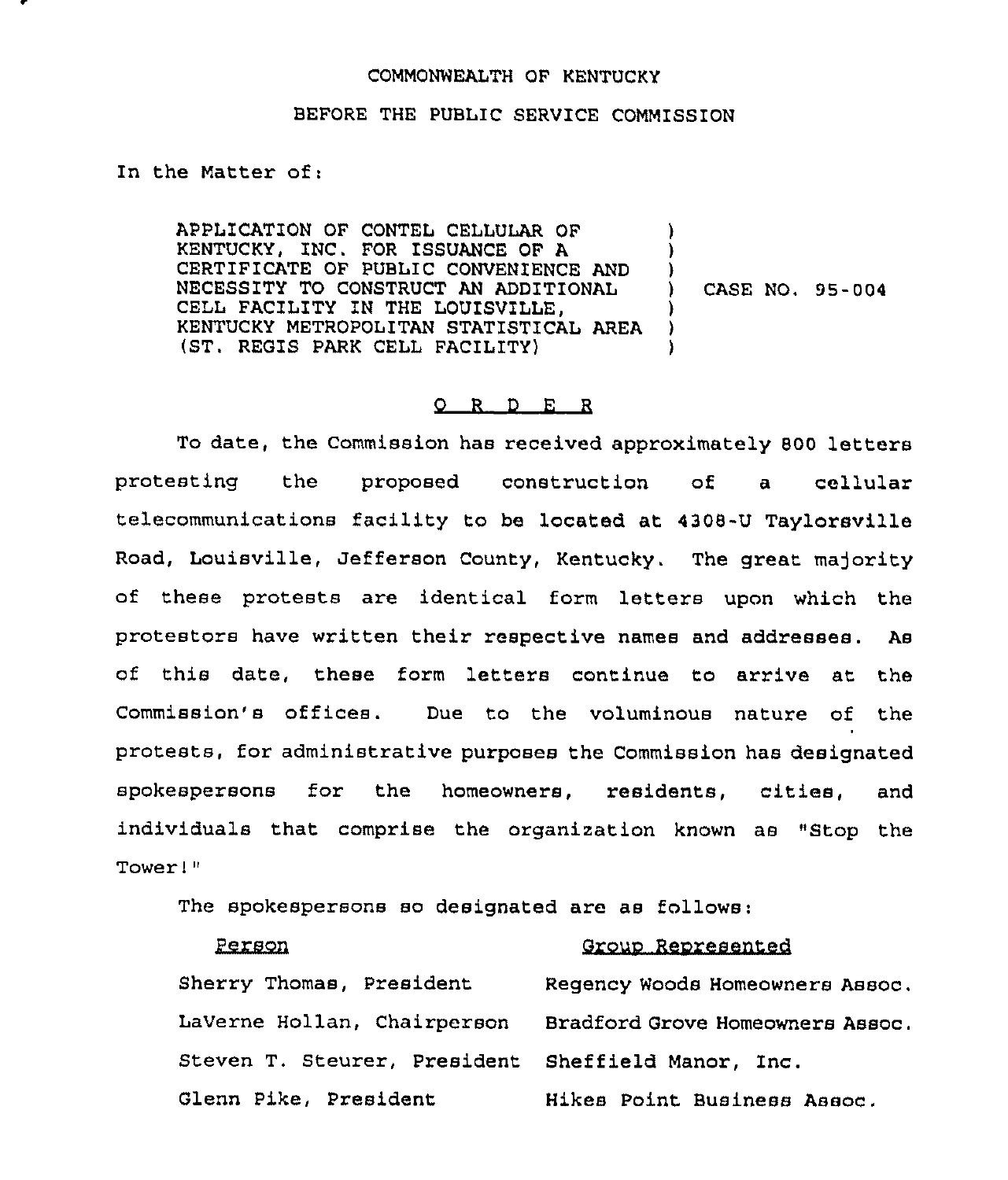COMMONWEALTH OF KENTUCKY

BEFORE THE PUBLIC SERVICE COMMISSION

In the Matter of:

| | |
|---|---|
| APPLICATION OF CONTEL CELLULAR OF KENTUCKY, INC. FOR ISSUANCE OF A CERTIFICATE OF PUBLIC CONVENIENCE AND NECESSITY TO CONSTRUCT AN ADDITIONAL CELL FACILITY IN THE LOUISVILLE, KENTUCKY METROPOLITAN STATISTICAL AREA (ST. REGIS PARK CELL FACILITY) | CASE NO. 95-004 |

## O R D E R

To date, the Commission has received approximately 800 letters protesting the proposed construction of a cellular telecommunications facility to be located at 4308-U Taylorsville Road, Louisville, Jefferson County, Kentucky. The great majority of these protests are identical form letters upon which the protestors have written their respective names and addresses. As of this date, these form letters continue to arrive at the Commission's offices. Due to the voluminous nature of the protests, for administrative purposes the Commission has designated spokespersons for the homeowners, residents, cities, and individuals that comprise the organization known as "Stop the Tower!"

The spokespersons so designated are as follows:

| Person | Group Represented |
|---|---|
| Sherry Thomas, President | Regency Woods Homeowners Assoc. |
| LaVerne Hollan, Chairperson | Bradford Grove Homeowners Assoc. |
| Steven T. Steurer, President | Sheffield Manor, Inc. |
| Glenn Pike, President | Hikes Point Business Assoc. |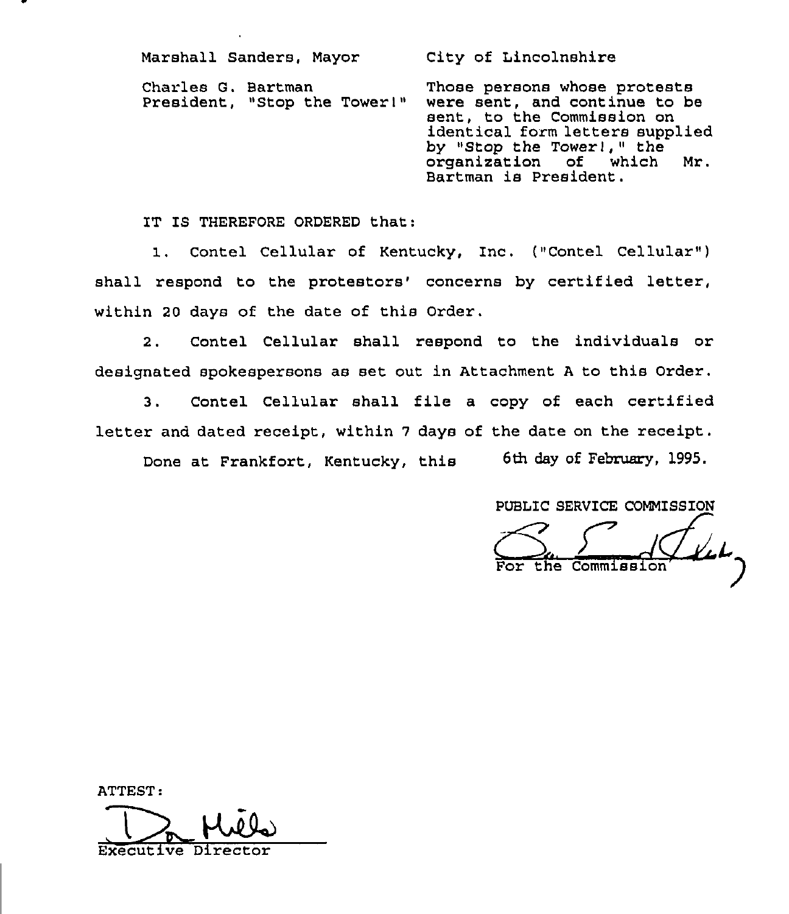| | |
|---|---|
| Marshall Sanders, Mayor | City of Lincolnshire |
| Charles G. Bartman<br>President, "Stop the Tower!" | Those persons whose protests were sent, and continue to be sent, to the Commission on identical form letters supplied by "Stop the Tower!," the organization of which Mr. Bartman is President. |

IT IS THEREFORE ORDERED that:

1. Contel Cellular of Kentucky, Inc. ("Contel Cellular") shall respond to the protestors' concerns by certified letter, within 20 days of the date of this Order.

2. Contel Cellular shall respond to the individuals or designated spokespersons as set out in Attachment A to this Order.

3. Contel Cellular shall file a copy of each certified letter and dated receipt, within 7 days of the date on the receipt.

Done at Frankfort, Kentucky, this 6th day of February, 1995.

PUBLIC SERVICE COMMISSION

For the Commission

ATTEST:

Executive Director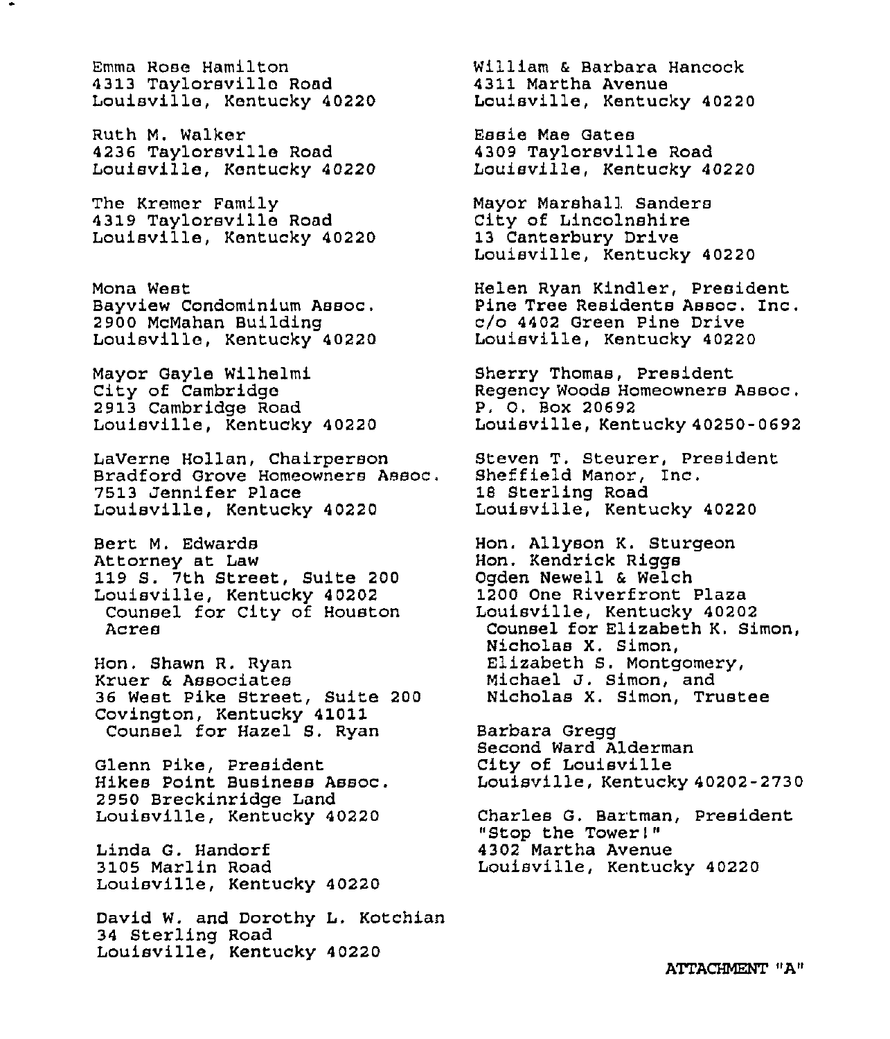Emma Rose Hamilton
4313 Taylorsville Road
Louisville, Kentucky 40220

Ruth M. Walker
4236 Taylorsville Road
Louisville, Kentucky 40220

The Kremer Family
4319 Taylorsville Road
Louisville, Kentucky 40220

Mona West
Bayview Condominium Assoc.
2900 McMahan Building
Louisville, Kentucky 40220

Mayor Gayle Wilhelmi
City of Cambridge
2913 Cambridge Road
Louisville, Kentucky 40220

LaVerne Hollan, Chairperson
Bradford Grove Homeowners Assoc.
7513 Jennifer Place
Louisville, Kentucky 40220

Bert M. Edwards
Attorney at Law
119 S. 7th Street, Suite 200
Louisville, Kentucky 40202
Counsel for City of Houston Acres

Hon. Shawn R. Ryan
Kruer & Associates
36 West Pike Street, Suite 200
Covington, Kentucky 41011
Counsel for Hazel S. Ryan

Glenn Pike, President
Hikes Point Business Assoc.
2950 Breckinridge Land
Louisville, Kentucky 40220

Linda G. Handorf
3105 Marlin Road
Louisville, Kentucky 40220

David W. and Dorothy L. Kotchian
34 Sterling Road
Louisville, Kentucky 40220

William & Barbara Hancock
4311 Martha Avenue
Louisville, Kentucky 40220

Essie Mae Gates
4309 Taylorsville Road
Louisville, Kentucky 40220

Mayor Marshall Sanders
City of Lincolnshire
13 Canterbury Drive
Louisville, Kentucky 40220

Helen Ryan Kindler, President
Pine Tree Residents Assoc. Inc.
c/o 4402 Green Pine Drive
Louisville, Kentucky 40220

Sherry Thomas, President
Regency Woods Homeowners Assoc.
P. O. Box 20692
Louisville, Kentucky 40250-0692

Steven T. Steurer, President
Sheffield Manor, Inc.
18 Sterling Road
Louisville, Kentucky 40220

Hon. Allyson K. Sturgeon
Hon. Kendrick Riggs
Ogden Newell & Welch
1200 One Riverfront Plaza
Louisville, Kentucky 40202
Counsel for Elizabeth K. Simon, Nicholas X. Simon, Elizabeth S. Montgomery, Michael J. Simon, and Nicholas X. Simon, Trustee

Barbara Gregg
Second Ward Alderman
City of Louisville
Louisville, Kentucky 40202-2730

Charles G. Bartman, President
"Stop the Tower!"
4302 Martha Avenue
Louisville, Kentucky 40220

ATTACHMENT "A"